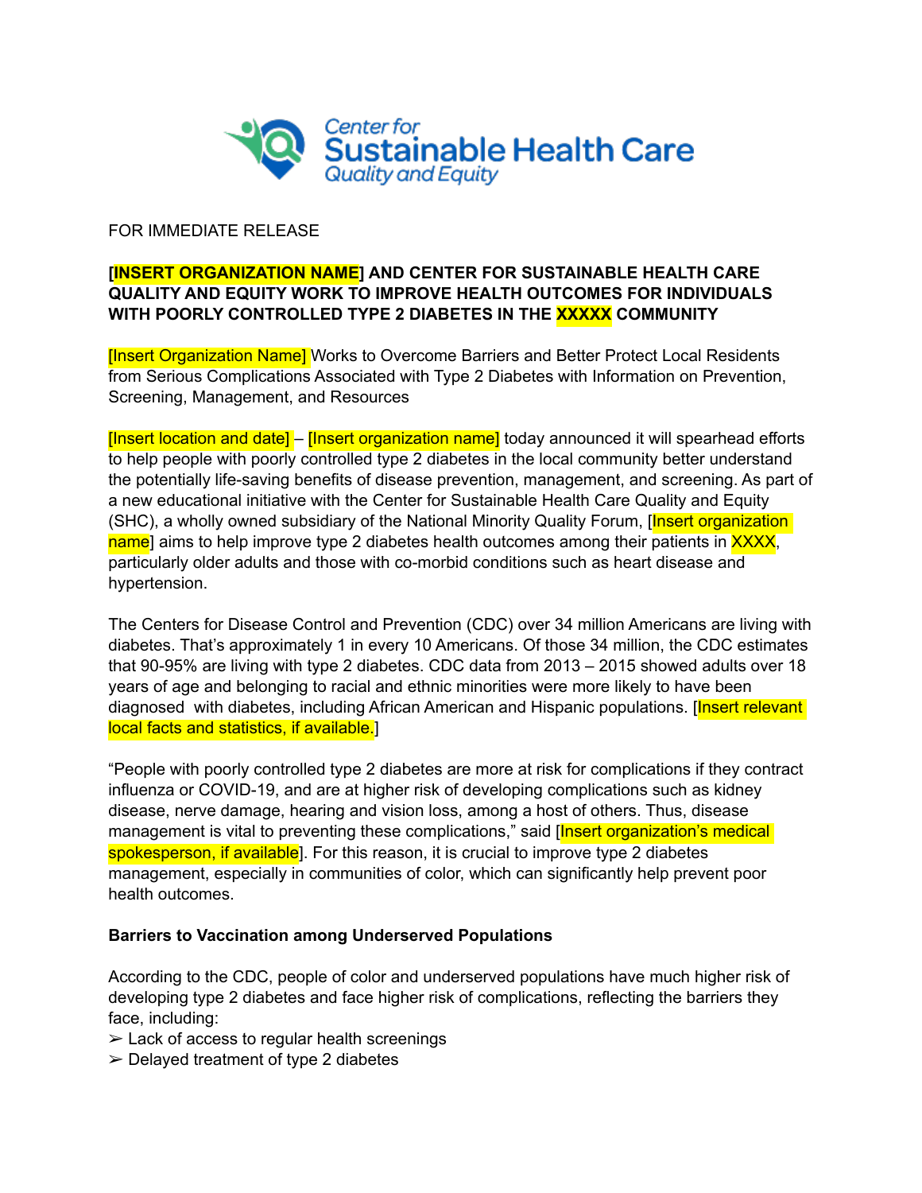FOR IMMEDIATE RELEASE

**[INSERT ORGANIZATION NAME] AND CENTER FOR SUSTAINABLE HEALTH CARE QUALITY AND EQUITY WORK TO IMPROVE HEALTH OUTCOMES FOR INDIVIDUALS WITH POORLY CONTROLLED TYPE 2 DIABETES IN THE XXXXX COMMUNITY**

[Insert Organization Name] Works to Overcome Barriers and Better Protect Local Residents from Serious Complications Associated with Type 2 Diabetes with Information on Prevention, Screening, Management, and Resources

[Insert location and date] – [Insert organization name] today announced it will spearhead efforts to help people with poorly controlled type 2 diabetes in the local community better understand the potentially life-saving benefits of disease prevention, management, and screening. As part of a new educational initiative with the Center for Sustainable Health Care Quality and Equity (SHC), a wholly owned subsidiary of the National Minority Quality Forum, [Insert organization name] aims to help improve type 2 diabetes health outcomes among their patients in XXXX, particularly older adults and those with co-morbid conditions such as heart disease and hypertension.

The Centers for Disease Control and Prevention (CDC) over 34 million Americans are living with diabetes. That's approximately 1 in every 10 Americans. Of those 34 million, the CDC estimates that 90-95% are living with type 2 diabetes. CDC data from 2013 – 2015 showed adults over 18 years of age and belonging to racial and ethnic minorities were more likely to have been diagnosed with diabetes, including African American and Hispanic populations. [Insert relevant local facts and statistics, if available.]

"People with poorly controlled type 2 diabetes are more at risk for complications if they contract influenza or COVID-19, and are at higher risk of developing complications such as kidney disease, nerve damage, hearing and vision loss, among a host of others. Thus, disease management is vital to preventing these complications," said [Insert organization's medical spokesperson, if available]. For this reason, it is crucial to improve type 2 diabetes management, especially in communities of color, which can significantly help prevent poor health outcomes.

**Barriers to Vaccination among Underserved Populations**

According to the CDC, people of color and underserved populations have much higher risk of developing type 2 diabetes and face higher risk of complications, reflecting the barriers they face, including:

- Lack of access to regular health screenings
- Delayed treatment of type 2 diabetes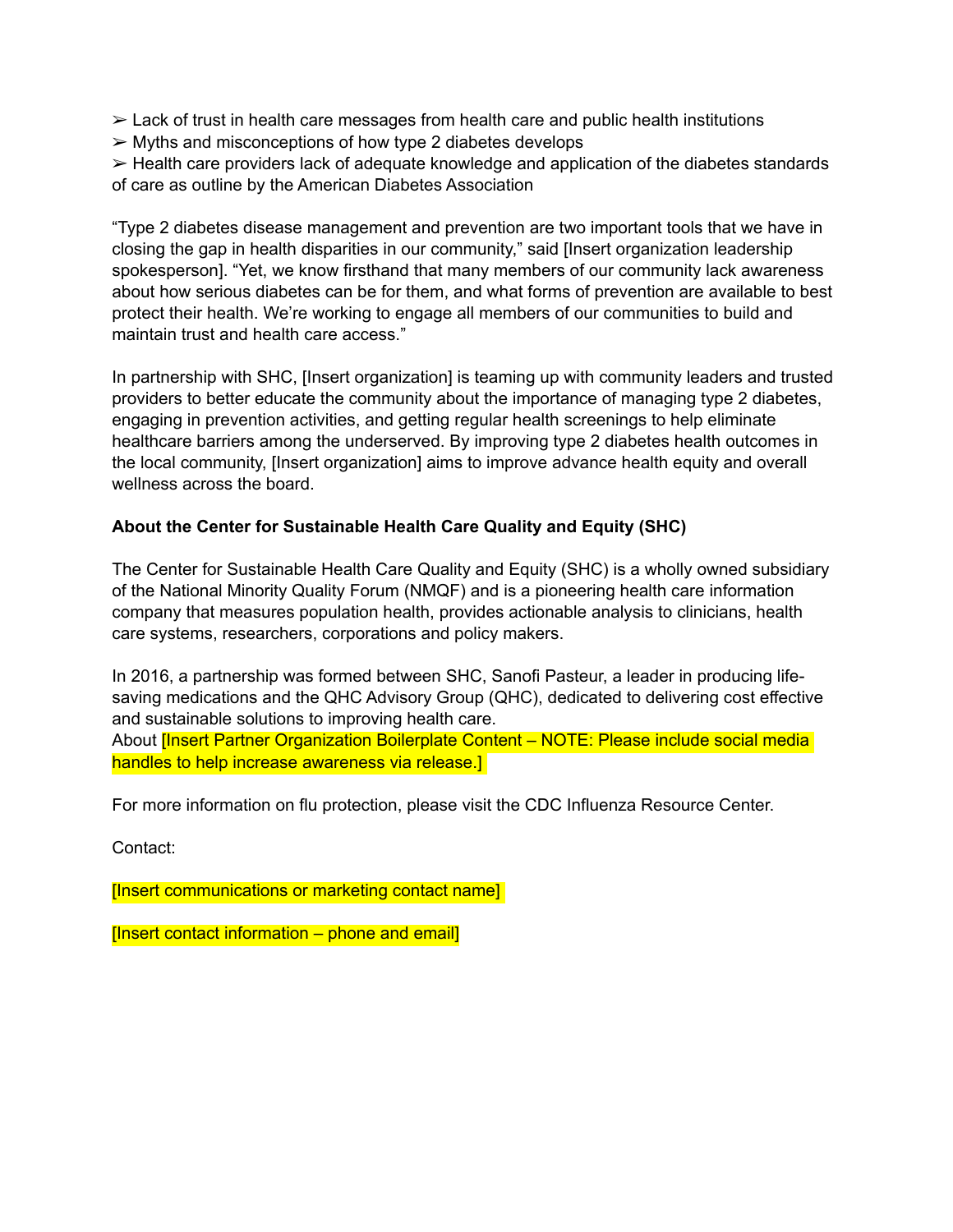➢ Lack of trust in health care messages from health care and public health institutions
➢ Myths and misconceptions of how type 2 diabetes develops
➢ Health care providers lack of adequate knowledge and application of the diabetes standards of care as outline by the American Diabetes Association

"Type 2 diabetes disease management and prevention are two important tools that we have in closing the gap in health disparities in our community," said [Insert organization leadership spokesperson]. "Yet, we know firsthand that many members of our community lack awareness about how serious diabetes can be for them, and what forms of prevention are available to best protect their health. We're working to engage all members of our communities to build and maintain trust and health care access."

In partnership with SHC, [Insert organization] is teaming up with community leaders and trusted providers to better educate the community about the importance of managing type 2 diabetes, engaging in prevention activities, and getting regular health screenings to help eliminate healthcare barriers among the underserved. By improving type 2 diabetes health outcomes in the local community, [Insert organization] aims to improve advance health equity and overall wellness across the board.

**About the Center for Sustainable Health Care Quality and Equity (SHC)**

The Center for Sustainable Health Care Quality and Equity (SHC) is a wholly owned subsidiary of the National Minority Quality Forum (NMQF) and is a pioneering health care information company that measures population health, provides actionable analysis to clinicians, health care systems, researchers, corporations and policy makers.

In 2016, a partnership was formed between SHC, Sanofi Pasteur, a leader in producing life-saving medications and the QHC Advisory Group (QHC), dedicated to delivering cost effective and sustainable solutions to improving health care.
About [Insert Partner Organization Boilerplate Content – NOTE: Please include social media handles to help increase awareness via release.]

For more information on flu protection, please visit the CDC Influenza Resource Center.

Contact:

[Insert communications or marketing contact name]

[Insert contact information – phone and email]